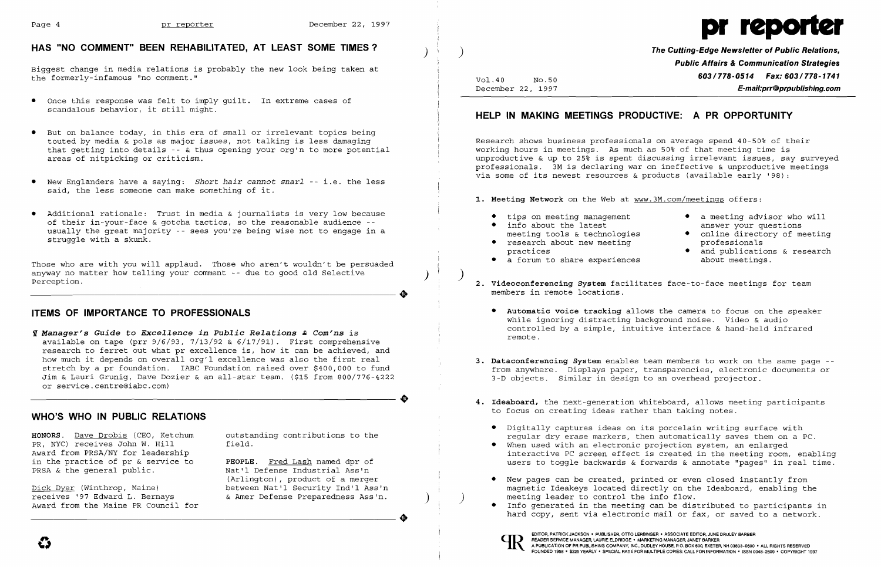## HAS "NO COMMENT" BEEN REHABILITATED, AT LEAST SOME TIMES?

Biggest change in media relations is probably the new look being taken at the formerly-infamous "no comment."

- Once this response was felt to imply guilt. In extreme cases of scandalous behavior, it still might.
- But on balance today, in this era of small or irrelevant topics being touted by media & pols as major issues, not talking is less damaging that getting into details -- & thus opening your org'n to more potential areas of nitpicking or criticism.
- New Englanders have a saying: *Short hair cannot snarl* -- i.e. the less said, the less someone can make something of it.
- Additional rationale: Trust in media & journalists is very low because of their in-your-face & gotcha tactics, so the reasonable audience -- usually the great majority -- sees you're being wise not to engage in a struggle with a skunk.

Those who are with you will applaud. Those who aren't wouldn't be persuaded anyway no matter how telling your comment -- due to good old Selective Perception.

## ITEMS OF IMPORTANCE TO PROFESSIONALS

¶ ***Manager's Guide to Excellence in Public Relations & Com'ns*** is available on tape (prr 9/6/93, 7/13/92 & 6/17/91). First comprehensive research to ferret out what pr excellence is, how it can be achieved, and how much it depends on overall org'l excellence was also the first real stretch by a pr foundation. IABC Foundation raised over $400,000 to fund Jim & Lauri Grunig, Dave Dozier & an all-star team. ($15 from 800/776-4222 or service.centre@iabc.com)

## WHO'S WHO IN PUBLIC RELATIONS

**HONORS.** Dave Drobis (CEO, Ketchum PR, NYC) receives John W. Hill Award from PRSA/NY for leadership in the practice of pr & service to PRSA & the general public.

Dick Dyer (Winthrop, Maine) receives '97 Edward L. Bernays Award from the Maine PR Council for outstanding contributions to the field.

**PEOPLE.** Fred Lash named dpr of Nat'l Defense Industrial Ass'n (Arlington), product of a merger between Nat'l Security Ind'l Ass'n & Amer Defense Preparedness Ass'n.

# pr reporter

**The Cutting-Edge Newsletter of Public Relations, Public Affairs & Communication Strategies**
**603/778-0514 Fax: 603/778-1741**
**E-mail:prr@prpublishing.com**

Vol.40 No.50
December 22, 1997

## HELP IN MAKING MEETINGS PRODUCTIVE: A PR OPPORTUNITY

Research shows business professionals on average spend 40-50% of their working hours in meetings. As much as 50% of that meeting time is unproductive & up to 25% is spent discussing irrelevant issues, say surveyed professionals. 3M is declaring war on ineffective & unproductive meetings via some of its newest resources & products (available early '98):

1. **Meeting Network** on the Web at www.3M.com/meetings offers:
   - tips on meeting management
   - info about the latest meeting tools & technologies
   - research about new meeting practices
   - a forum to share experiences
   - a meeting advisor who will answer your questions
   - online directory of meeting professionals
   - and publications & research about meetings.

2. **Videoconferencing System** facilitates face-to-face meetings for team members in remote locations.
   - **Automatic voice tracking** allows the camera to focus on the speaker while ignoring distracting background noise. Video & audio controlled by a simple, intuitive interface & hand-held infrared remote.

3. **Dataconferencing System** enables team members to work on the same page -- from anywhere. Displays paper, transparencies, electronic documents or 3-D objects. Similar in design to an overhead projector.

4. **Ideaboard,** the next-generation whiteboard, allows meeting participants to focus on creating ideas rather than taking notes.
   - Digitally captures ideas on its porcelain writing surface with regular dry erase markers, then automatically saves them on a PC.
   - When used with an electronic projection system, an enlarged interactive PC screen effect is created in the meeting room, enabling users to toggle backwards & forwards & annotate "pages" in real time.
   - New pages can be created, printed or even closed instantly from magnetic Ideakeys located directly on the Ideaboard, enabling the meeting leader to control the info flow.
   - Info generated in the meeting can be distributed to participants in hard copy, sent via electronic mail or fax, or saved to a network.

EDITOR, PATRICK JACKSON • PUBLISHER, OTTO LERBINGER • ASSOCIATE EDITOR, JUNE DRULEY BARBER
READER SERVICE MANAGER, LAURIE ELDRIDGE • MARKETING MANAGER, JANET BARKER
A PUBLICATION OF PR PUBLISHING COMPANY, INC., DUDLEY HOUSE, P.O. BOX 600, EXETER, NH 03833-0600 • ALL RIGHTS RESERVED
FOUNDED 1958 • $225 YEARLY • SPECIAL RATE FOR MULTIPLE COPIES: CALL FOR INFORMATION • ISSN 0048-2609 • COPYRIGHT 1997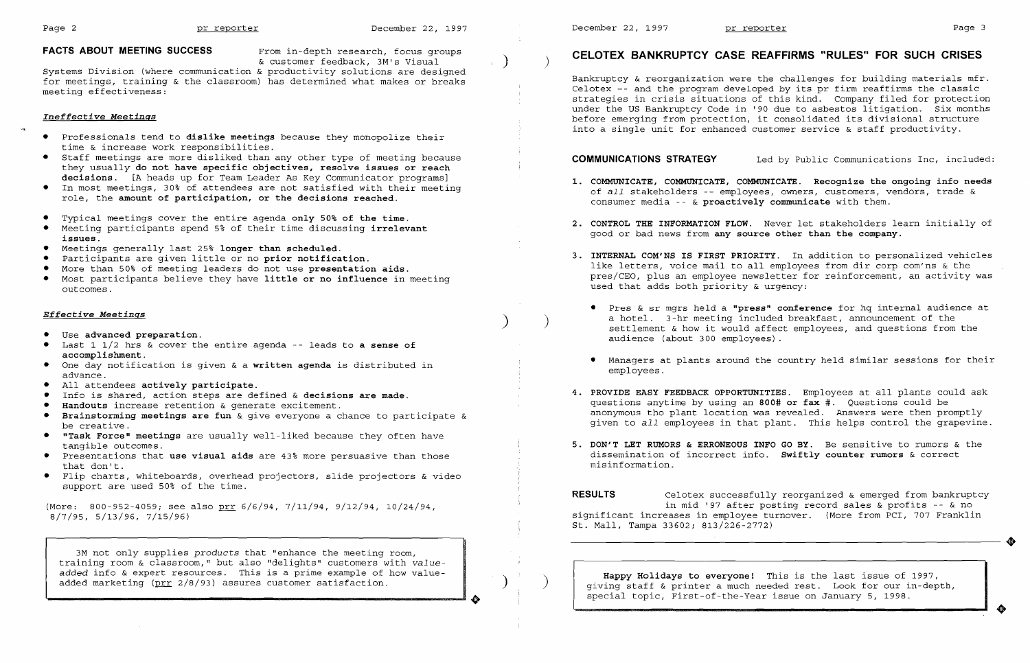## FACTS ABOUT MEETING SUCCESS

From in-depth research, focus groups & customer feedback, 3M's Visual Systems Division (where communication & productivity solutions are designed for meetings, training & the classroom) has determined what makes or breaks meeting effectiveness:

### *Ineffective Meetings*

- Professionals tend to **dislike meetings** because they monopolize their time & increase work responsibilities.
- Staff meetings are more disliked than any other type of meeting because they usually **do not have specific objectives, resolve issues or reach decisions**. [A heads up for Team Leader As Key Communicator programs]
- In most meetings, 30% of attendees are not satisfied with their meeting role, the **amount of participation, or the decisions reached**.
- Typical meetings cover the entire agenda **only 50% of the time**.
- Meeting participants spend 5% of their time discussing **irrelevant issues**.
- Meetings generally last 25% **longer than scheduled**.
- Participants are given little or no **prior notification**.
- More than 50% of meeting leaders do not use **presentation aids**.
- Most participants believe they have **little or no influence** in meeting outcomes.

### *Effective Meetings*

- Use **advanced preparation**.
- Last 1 1/2 hrs & cover the entire agenda -- leads to **a sense of accomplishment**.
- One day notification is given & a **written agenda** is distributed in advance.
- All attendees **actively participate**.
- Info is shared, action steps are defined & **decisions are made**.
- **Handouts** increase retention & generate excitement.
- **Brainstorming meetings are fun** & give everyone a chance to participate & be creative.
- **"Task Force" meetings** are usually well-liked because they often have tangible outcomes.
- Presentations that **use visual aids** are 43% more persuasive than those that don't.
- Flip charts, whiteboards, overhead projectors, slide projectors & video support are used 50% of the time.

(More: 800-952-4059; see also prr 6/6/94, 7/11/94, 9/12/94, 10/24/94, 8/7/95, 5/13/96, 7/15/96)

> 3M not only supplies *products* that "enhance the meeting room, training room & classroom," but also "delights" customers with *value-added* info & expert resources. This is a prime example of how value-added marketing (prr 2/8/93) assures customer satisfaction.

## CELOTEX BANKRUPTCY CASE REAFFIRMS "RULES" FOR SUCH CRISES

Bankruptcy & reorganization were the challenges for building materials mfr. Celotex -- and the program developed by its pr firm reaffirms the classic strategies in crisis situations of this kind. Company filed for protection under the US Bankruptcy Code in '90 due to asbestos litigation. Six months before emerging from protection, it consolidated its divisional structure into a single unit for enhanced customer service & staff productivity.

**COMMUNICATIONS STRATEGY** Led by Public Communications Inc, included:

1. **COMMUNICATE, COMMUNICATE, COMMUNICATE. Recognize the ongoing info needs** of *all* stakeholders -- employees, owners, customers, vendors, trade & consumer media -- & **proactively communicate** with them.
2. **CONTROL THE INFORMATION FLOW.** Never let stakeholders learn initially of good or bad news from **any source other than the company.**
3. **INTERNAL COM'NS IS FIRST PRIORITY.** In addition to personalized vehicles like letters, voice mail to all employees from dir corp com'ns & the pres/CEO, plus an employee newsletter for reinforcement, an activity was used that adds both priority & urgency:
   - Pres & sr mgrs held a **"press" conference** for hq internal audience at a hotel. 3-hr meeting included breakfast, announcement of the settlement & how it would affect employees, and questions from the audience (about 300 employees).
   - Managers at plants around the country held similar sessions for their employees.
4. **PROVIDE EASY FEEDBACK OPPORTUNITIES.** Employees at all plants could ask questions anytime by using an **800# or fax #**. Questions could be anonymous tho plant location was revealed. Answers were then promptly given to *all* employees in that plant. This helps control the grapevine.
5. **DON'T LET RUMORS & ERRONEOUS INFO GO BY.** Be sensitive to rumors & the dissemination of incorrect info. **Swiftly counter rumors** & correct misinformation.

**RESULTS** Celotex successfully reorganized & emerged from bankruptcy in mid '97 after posting record sales & profits -- & no significant increases in employee turnover. (More from PCI, 707 Franklin St. Mall, Tampa 33602; 813/226-2772)

> **Happy Holidays to everyone!** This is the last issue of 1997, giving staff & printer a much needed rest. Look for our in-depth, special topic, First-of-the-Year issue on January 5, 1998.